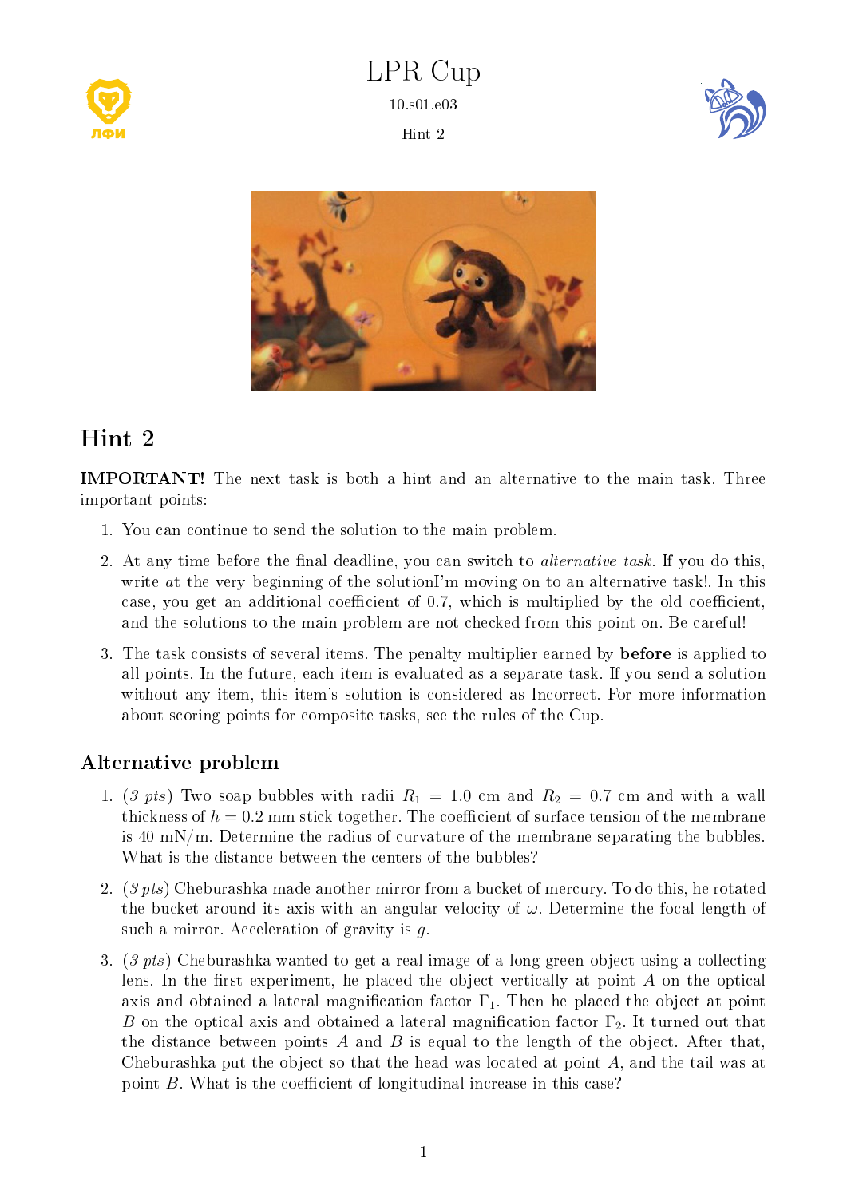# LPR Cup

10.s01.e03

Hint 2

## Hint 2

**IMPORTANT!** The next task is both a hint and an alternative to the main task. Three important points:

1. You can continue to send the solution to the main problem.
2. At any time before the final deadline, you can switch to *alternative task*. If you do this, write *at* the very beginning of the solutionI'm moving on to an alternative task!. In this case, you get an additional coefficient of 0.7, which is multiplied by the old coefficient, and the solutions to the main problem are not checked from this point on. Be careful!
3. The task consists of several items. The penalty multiplier earned by **before** is applied to all points. In the future, each item is evaluated as a separate task. If you send a solution without any item, this item's solution is considered as Incorrect. For more information about scoring points for composite tasks, see the rules of the Cup.

### Alternative problem

1. (*3 pts*) Two soap bubbles with radii $R_1 = 1.0$ cm and $R_2 = 0.7$ cm and with a wall thickness of $h = 0.2$ mm stick together. The coefficient of surface tension of the membrane is 40 mN/m. Determine the radius of curvature of the membrane separating the bubbles. What is the distance between the centers of the bubbles?
2. (*3 pts*) Cheburashka made another mirror from a bucket of mercury. To do this, he rotated the bucket around its axis with an angular velocity of $\omega$. Determine the focal length of such a mirror. Acceleration of gravity is $g$.
3. (*3 pts*) Cheburashka wanted to get a real image of a long green object using a collecting lens. In the first experiment, he placed the object vertically at point $A$ on the optical axis and obtained a lateral magnification factor $\Gamma_1$. Then he placed the object at point $B$ on the optical axis and obtained a lateral magnification factor $\Gamma_2$. It turned out that the distance between points $A$ and $B$ is equal to the length of the object. After that, Cheburashka put the object so that the head was located at point $A$, and the tail was at point $B$. What is the coefficient of longitudinal increase in this case?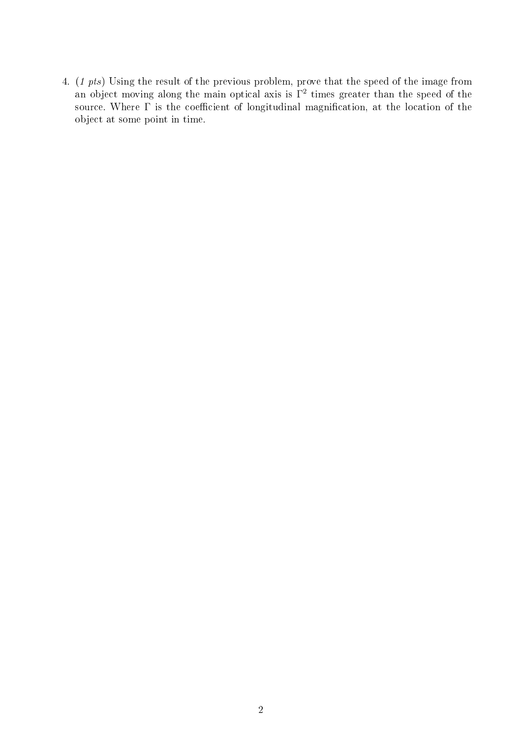4. (*1 pts*) Using the result of the previous problem, prove that the speed of the image from an object moving along the main optical axis is $\Gamma^2$ times greater than the speed of the source. Where $\Gamma$ is the coefficient of longitudinal magnification, at the location of the object at some point in time.